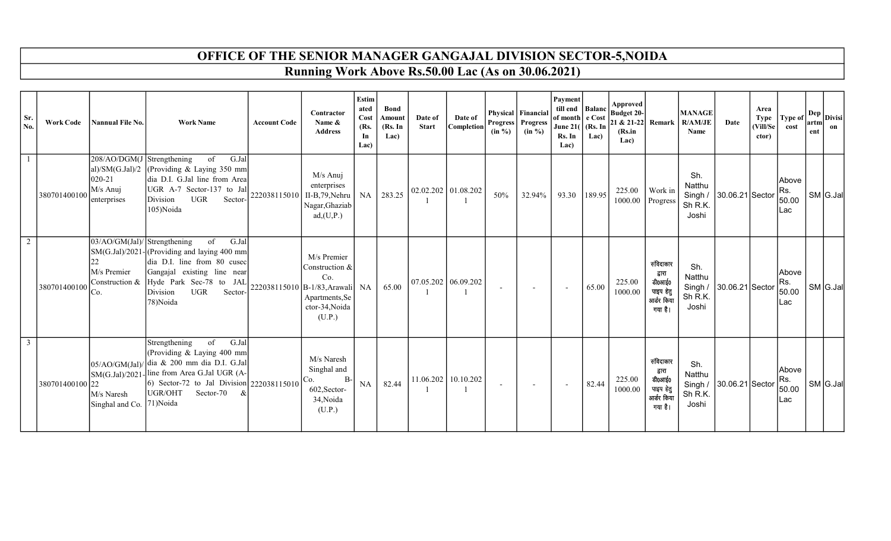# OFFICE OF THE SENIOR MANAGER GANGAJAL DIVISION SECTOR-5,NOIDA

## Running Work Above Rs.50.00 Lac (As on 30.06.2021)

| Sr. No. | Work Code | Nannual File No. | Work Name | Account Code | Contractor Name & Address | Estimated Cost (Rs. In Lac) | Bond Amount (Rs. In Lac) | Date of Start | Date of Completion | Physical Progress (in %) | Financial Progress (in %) | Payment till end of month June 21( Rs. In Lac) | Balance Cost (Rs. In Lac) | Approved Budget 20-21 & 21-22 (Rs.in Lac) | Remark | MANAGER/AM/JE Name | Date | Area Type (Vill/Sector) | Type of cost | Department | Division |
|---|---|---|---|---|---|---|---|---|---|---|---|---|---|---|---|---|---|---|---|---|---|
| 1 | 380701400100 | 208/AO/DGM(Jal)/SM(G.Jal)/2020-21 M/s Anuj enterprises | Strengthening of G.Jal (Providing & Laying 350 mm dia D.I. G.Jal line from Area UGR A-7 Sector-137 to Jal Division UGR Sector-105)Noida | 222038115010 | M/s Anuj enterprises II-B,79,Nehru Nagar,Ghaziabad,(U,P.) | NA | 283.25 | 02.02.2021 | 01.08.2021 | 50% | 32.94% | 93.30 | 189.95 | 225.00 1000.00 | Work in Progress | Sh. Natthu Singh / Sh R.K. Joshi | 30.06.21 | Sector | Above Rs. 50.00 Lac | SM | G.Jal |
| 2 | 380701400100 | 03/AO/GM(Jal)/SM(G.Jal)/2021-22 M/s Premier Construction & Co. | Strengthening of G.Jal (Providing and laying 400 mm dia D.I. line from 80 cusec Gangajal existing line near Hyde Park Sec-78 to JAL Division UGR Sector-78)Noida | 222038115010 | M/s Premier Construction & Co. B-1/83,Arawali Apartments,Sector-34,Noida (U.P.) | NA | 65.00 | 07.05.2021 | 06.09.2021 | - | - | - | 65.00 | 225.00 1000.00 | संविदाकार द्वारा डी0आई0 पाइप हेतु आर्डर किया गया है। | Sh. Natthu Singh / Sh R.K. Joshi | 30.06.21 | Sector | Above Rs. 50.00 Lac | SM | G.Jal |
| 3 | 380701400100 | 05/AO/GM(Jal)/SM(G.Jal)/2021-22 M/s Naresh Singhal and Co. | Strengthening of G.Jal (Providing & Laying 400 mm dia & 200 mm dia D.I. G.Jal line from Area G.Jal UGR (A-6) Sector-72 to Jal Division UGR/OHT Sector-70 & 71)Noida | 222038115010 | M/s Naresh Singhal and Co. B-602,Sector-34,Noida (U.P.) | NA | 82.44 | 11.06.2021 | 10.10.2021 | - | - | - | 82.44 | 225.00 1000.00 | संविदाकार द्वारा डी0आई0 पाइप हेतु आर्डर किया गया है। | Sh. Natthu Singh / Sh R.K. Joshi | 30.06.21 | Sector | Above Rs. 50.00 Lac | SM | G.Jal |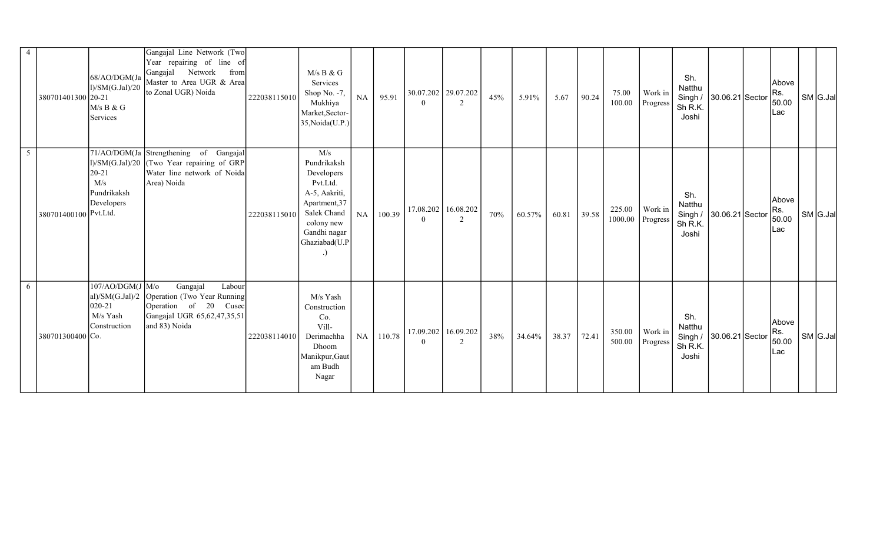| | | | | | | | | | | | | | | | | | | | | | | |
|---|---|---|---|---|---|---|---|---|---|---|---|---|---|---|---|---|---|---|---|---|---|---|
| 4 | 380701401300 | 68/AO/DGM(Jal)/SM(G.Jal)/2020-21 M/s B & G Services | Gangajal Line Network (Two Year repairing of line of Gangajal Network from Master to Area UGR & Area to Zonal UGR) Noida | 222038115010 | M/s B & G Services Shop No. -7, Mukhiya Market,Sector-35,Noida(U.P.) | NA | 95.91 | 30.07.2020 | 29.07.2022 | 45% | 5.91% | 5.67 | 90.24 | 75.00 100.00 | Work in Progress | Sh. Natthu Singh / Sh R.K. Joshi | 30.06.21 | Sector | Above Rs. 50.00 Lac | | SM | G.Jal |
| 5 | 380701400100 | 71/AO/DGM(Jal)/SM(G.Jal)/2020-21 M/s Pundrikaksh Developers Pvt.Ltd. | Strengthening of Gangajal (Two Year repairing of GRP Water line network of Noida Area) Noida | 222038115010 | M/s Pundrikaksh Developers Pvt.Ltd. A-5, Aakriti, Apartment,37 Salek Chand colony new Gandhi nagar Ghaziabad(U.P.) | NA | 100.39 | 17.08.2020 | 16.08.2022 | 70% | 60.57% | 60.81 | 39.58 | 225.00 1000.00 | Work in Progress | Sh. Natthu Singh / Sh R.K. Joshi | 30.06.21 | Sector | Above Rs. 50.00 Lac | | SM | G.Jal |
| 6 | 380701300400 | 107/AO/DGM(Jal)/SM(G.Jal)/2020-21 M/s Yash Construction Co. | M/o Gangajal Labour Operation (Two Year Running Operation of 20 Cusec Gangajal UGR 65,62,47,35,51 and 83) Noida | 222038114010 | M/s Yash Construction Co. Vill-Derimachha Dhoom Manikpur,Gautam Budh Nagar | NA | 110.78 | 17.09.2020 | 16.09.2022 | 38% | 34.64% | 38.37 | 72.41 | 350.00 500.00 | Work in Progress | Sh. Natthu Singh / Sh R.K. Joshi | 30.06.21 | Sector | Above Rs. 50.00 Lac | | SM | G.Jal |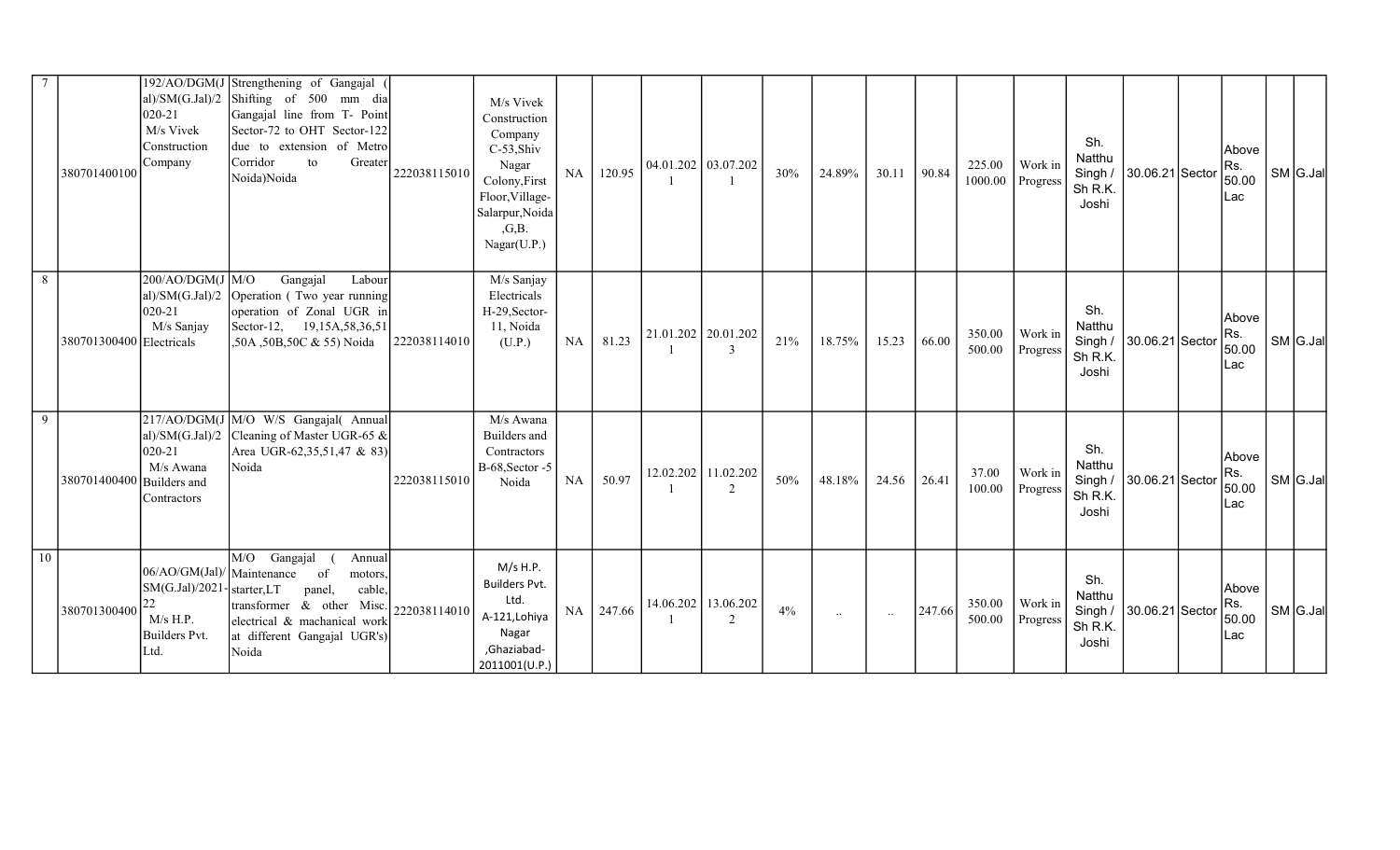| | | | | | | | | | | | | | | | | | | | | | | |
|---|---|---|---|---|---|---|---|---|---|---|---|---|---|---|---|---|---|---|---|---|---|---|
| 7 | 380701400100 | 192/AO/DGM(Jal)/SM(G.Jal)/2020-21 M/s Vivek Construction Company | Strengthening of Gangajal ( Shifting of 500 mm dia Gangajal line from T- Point Sector-72 to OHT Sector-122 due to extension of Metro Corridor to Greater Noida)Noida | 222038115010 | M/s Vivek Construction Company C-53,Shiv Nagar Colony,First Floor,Village-Salarpur,Noida ,G,B. Nagar(U.P.) | NA | 120.95 | 04.01.2021 | 03.07.2021 | 30% | 24.89% | 30.11 | 90.84 | 225.00 1000.00 | Work in Progress | Sh. Natthu Singh / Sh R.K. Joshi | 30.06.21 | Sector | Above Rs. 50.00 Lac | | SM | G.Jal |
| 8 | 380701300400 | 200/AO/DGM(Jal)/SM(G.Jal)/2020-21 M/s Sanjay Electricals | M/O Gangajal Labour Operation ( Two year running operation of Zonal UGR in Sector-12, 19,15A,58,36,51 ,50A ,50B,50C & 55) Noida | 222038114010 | M/s Sanjay Electricals H-29,Sector-11, Noida (U.P.) | NA | 81.23 | 21.01.2021 | 20.01.2023 | 21% | 18.75% | 15.23 | 66.00 | 350.00 500.00 | Work in Progress | Sh. Natthu Singh / Sh R.K. Joshi | 30.06.21 | Sector | Above Rs. 50.00 Lac | | SM | G.Jal |
| 9 | 380701400400 | 217/AO/DGM(Jal)/SM(G.Jal)/2020-21 M/s Awana Builders and Contractors | M/O W/S Gangajal( Annual Cleaning of Master UGR-65 & Area UGR-62,35,51,47 & 83) Noida | 222038115010 | M/s Awana Builders and Contractors B-68,Sector -5 Noida | NA | 50.97 | 12.02.2021 | 11.02.2022 | 50% | 48.18% | 24.56 | 26.41 | 37.00 100.00 | Work in Progress | Sh. Natthu Singh / Sh R.K. Joshi | 30.06.21 | Sector | Above Rs. 50.00 Lac | | SM | G.Jal |
| 10 | 380701300400 | 06/AO/GM(Jal)/SM(G.Jal)/2021-22 M/s H.P. Builders Pvt. Ltd. | M/O Gangajal ( Annual Maintenance of motors, starter,LT panel, cable, transformer & other Misc. electrical & machanical work at different Gangajal UGR's) Noida | 222038114010 | M/s H.P. Builders Pvt. Ltd. A-121,Lohiya Nagar ,Ghaziabad-2011001(U.P.) | NA | 247.66 | 14.06.2021 | 13.06.2022 | 4% | .. | .. | 247.66 | 350.00 500.00 | Work in Progress | Sh. Natthu Singh / Sh R.K. Joshi | 30.06.21 | Sector | Above Rs. 50.00 Lac | | SM | G.Jal |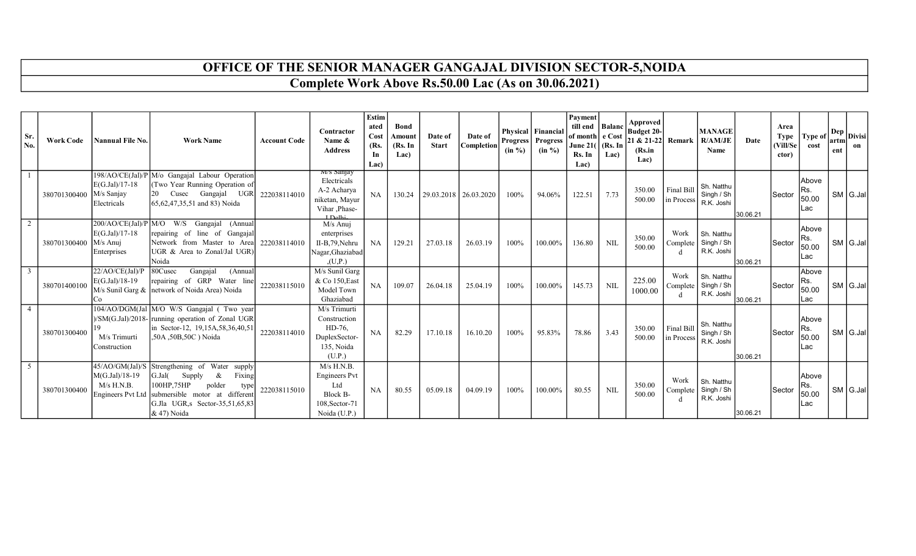# OFFICE OF THE SENIOR MANAGER GANGAJAL DIVISION SECTOR-5,NOIDA

## Complete Work Above Rs.50.00 Lac (As on 30.06.2021)

| Sr. No. | Work Code | Nannual File No. | Work Name | Account Code | Contractor Name & Address | Estimated Cost (Rs. In Lac) | Bond Amount (Rs. In Lac) | Date of Start | Date of Completion | Physical Progress (in %) | Financial Progress (in %) | Payment till end of month June 21( Rs. In Lac) | Balance Cost (Rs. In Lac) | Approved Budget 20-21 & 21-22 (Rs.in Lac) | Remark | MANAGER/AM/JE Name | Date | Area Type (Vill/Sector) | Type of cost | Department | Division |
|---|---|---|---|---|---|---|---|---|---|---|---|---|---|---|---|---|---|---|---|---|---|
| 1 | 380701300400 | 198/AO/CE(Jal)/PE(G.Jal)/17-18 M/s Sanjay Electricals | M/o Gangajal Labour Operation (Two Year Running Operation of 20 Cusec Gangajal UGR 65,62,47,35,51 and 83) Noida | 222038114010 | M/s Sanjay Electricals A-2 Acharya niketan, Mayur Vihar ,Phase-I Delhi- | NA | 130.24 | 29.03.2018 | 26.03.2020 | 100% | 94.06% | 122.51 | 7.73 | 350.00 500.00 | Final Bill in Process | Sh. Natthu Singh / Sh R.K. Joshi | 30.06.21 | Sector | Above Rs. 50.00 Lac | SM | G.Jal |
| 2 | 380701300400 | 200/AO/CE(Jal)/PE(G.Jal)/17-18 M/s Anuj Enterprises | M/O W/S Gangajal (Annual repairing of line of Gangajal Network from Master to Area UGR & Area to Zonal/Jal UGR) Noida | 222038114010 | M/s Anuj enterprises II-B,79,Nehru Nagar,Ghaziabad ,(U.P.) | NA | 129.21 | 27.03.18 | 26.03.19 | 100% | 100.00% | 136.80 | NIL | 350.00 500.00 | Work Completed | Sh. Natthu Singh / Sh R.K. Joshi | 30.06.21 | Sector | Above Rs. 50.00 Lac | SM | G.Jal |
| 3 | 380701400100 | 22/AO/CE(Jal)/PE(G.Jal)/18-19 M/s Sunil Garg & Co | 80Cusec Gangajal (Annual repairing of GRP Water line network of Noida Area) Noida | 222038115010 | M/s Sunil Garg & Co 150,East Model Town Ghaziabad | NA | 109.07 | 26.04.18 | 25.04.19 | 100% | 100.00% | 145.73 | NIL | 225.00 1000.00 | Work Completed | Sh. Natthu Singh / Sh R.K. Joshi | 30.06.21 | Sector | Above Rs. 50.00 Lac | SM | G.Jal |
| 4 | 380701300400 | 104/AO/DGM(Jal)/SM(G.Jal)/2018-19 M/s Trimurti Construction | M/O W/S Gangajal ( Two year running operation of Zonal UGR in Sector-12, 19,15A,58,36,40,51 ,50A ,50B,50C ) Noida | 222038114010 | M/s Trimurti Construction HD-76, DuplexSector-135, Noida (U.P.) | NA | 82.29 | 17.10.18 | 16.10.20 | 100% | 95.83% | 78.86 | 3.43 | 350.00 500.00 | Final Bill in Process | Sh. Natthu Singh / Sh R.K. Joshi | 30.06.21 | Sector | Above Rs. 50.00 Lac | SM | G.Jal |
| 5 | 380701300400 | 45/AO/GM(Jal)/SM(G.Jal)/18-19 M/s H.N.B. Engineers Pvt Ltd | Strengthening of Water supply G.Jal( Supply & Fixing 100HP,75HP polder type submersible motor at different G.Jla UGR,s Sector-35,51,65,83 & 47) Noida | 222038115010 | M/s H.N.B. Engineers Pvt Ltd Block B-108,Sector-71 Noida (U.P.) | NA | 80.55 | 05.09.18 | 04.09.19 | 100% | 100.00% | 80.55 | NIL | 350.00 500.00 | Work Completed | Sh. Natthu Singh / Sh R.K. Joshi | 30.06.21 | Sector | Above Rs. 50.00 Lac | SM | G.Jal |